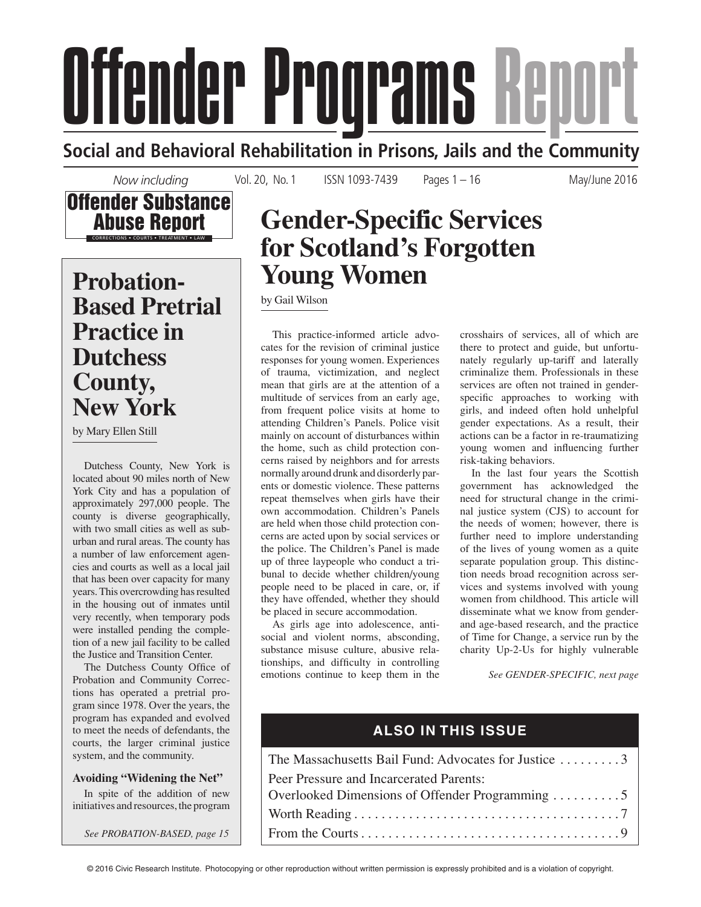# Offender Programs Report

**Social and Behavioral Rehabilitation in Prisons, Jails and the Community**

*Now including* **Offender Substance Abuse Report** — CORRECTIONS • COURTS • TREATMENT • LAW

## Gender-Specific Services for Scotland's Forgotten Young Women

by Gail Wilson

This practice-informed article advocates for the revision of criminal justice responses for young women. Experiences of trauma, victimization, and neglect mean that girls are at the attention of a multitude of services from an early age, from frequent police visits at home to attending Children's Panels. Police visit mainly on account of disturbances within the home, such as child protection concerns raised by neighbors and for arrests normally around drunk and disorderly parents or domestic violence. These patterns repeat themselves when girls have their own accommodation. Children's Panels are held when those child protection concerns are acted upon by social services or the police. The Children's Panel is made up of three laypeople who conduct a tribunal to decide whether children/young people need to be placed in care, or, if they have offended, whether they should be placed in secure accommodation.

As girls age into adolescence, antisocial and violent norms, absconding, substance misuse culture, abusive relationships, and difficulty in controlling emotions continue to keep them in the crosshairs of services, all of which are there to protect and guide, but unfortunately regularly up-tariff and laterally criminalize them. Professionals in these services are often not trained in gender-specific approaches to working with girls, and indeed often hold unhelpful gender expectations. As a result, their actions can be a factor in re-traumatizing young women and influencing further risk-taking behaviors.

In the last four years the Scottish government has acknowledged the need for structural change in the criminal justice system (CJS) to account for the needs of women; however, there is further need to implore understanding of the lives of young women as a quite separate population group. This distinction needs broad recognition across services and systems involved with young women from childhood. This article will disseminate what we know from gender- and age-based research, and the practice of Time for Change, a service run by the charity Up-2-Us for highly vulnerable

*See GENDER-SPECIFIC, next page*

## Probation-Based Pretrial Practice in Dutchess County, New York

by Mary Ellen Still

Dutchess County, New York is located about 90 miles north of New York City and has a population of approximately 297,000 people. The county is diverse geographically, with two small cities as well as suburban and rural areas. The county has a number of law enforcement agencies and courts as well as a local jail that has been over capacity for many years. This overcrowding has resulted in the housing out of inmates until very recently, when temporary pods were installed pending the completion of a new jail facility to be called the Justice and Transition Center.

The Dutchess County Office of Probation and Community Corrections has operated a pretrial program since 1978. Over the years, the program has expanded and evolved to meet the needs of defendants, the courts, the larger criminal justice system, and the community.

### Avoiding "Widening the Net"

In spite of the addition of new initiatives and resources, the program

*See PROBATION-BASED, page 15*

## ALSO IN THIS ISSUE

The Massachusetts Bail Fund: Advocates for Justice . . . . . . . . . 3

Peer Pressure and Incarcerated Parents: Overlooked Dimensions of Offender Programming . . . . . . . . . . 5

Worth Reading . . . . . . . . . . . . . . . . . . . . . . . . . . . . . . . . . . . . . . 7

From the Courts . . . . . . . . . . . . . . . . . . . . . . . . . . . . . . . . . . . . . 9

© 2016 Civic Research Institute. Photocopying or other reproduction without written permission is expressly prohibited and is a violation of copyright.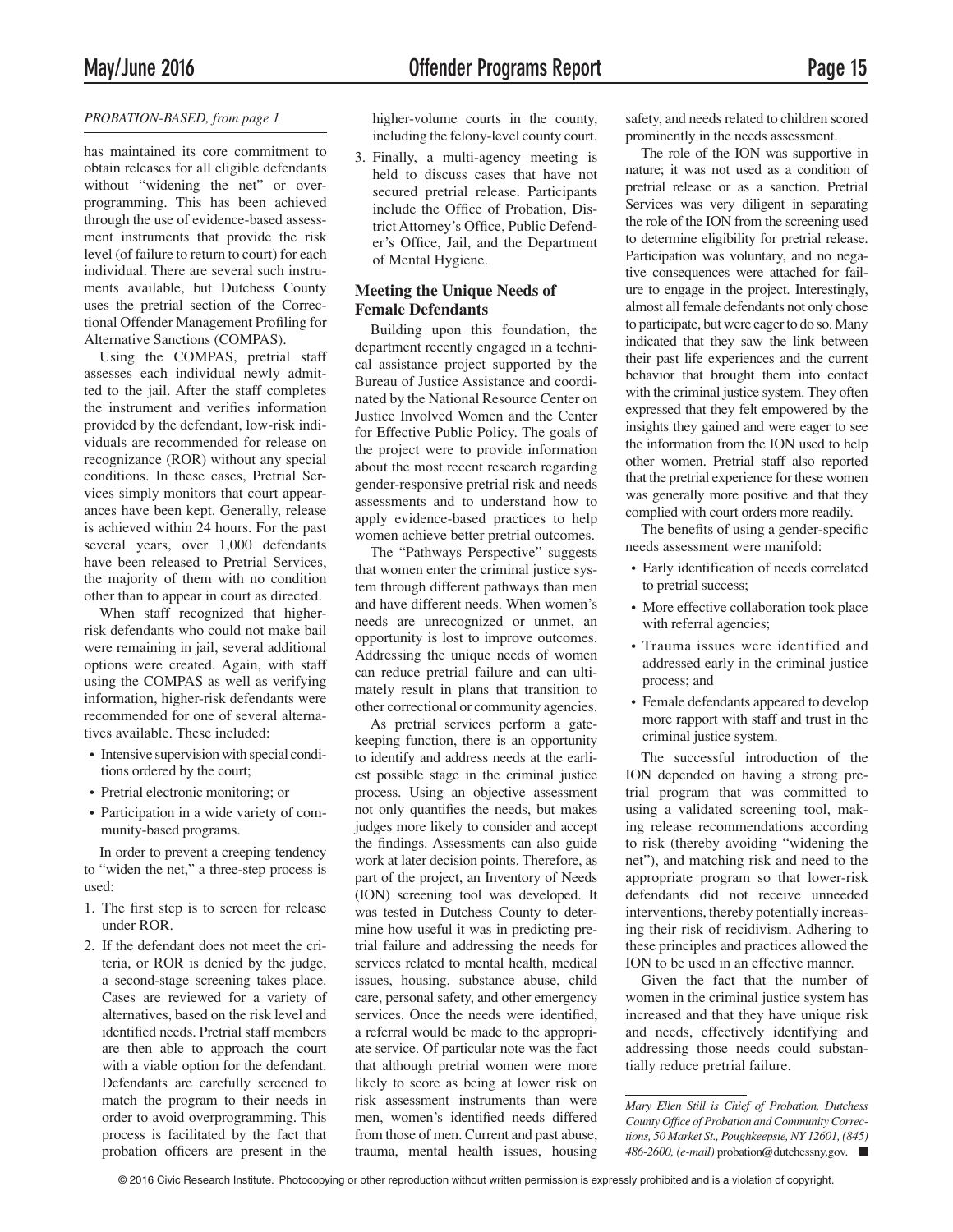*PROBATION-BASED, from page 1*

has maintained its core commitment to obtain releases for all eligible defendants without "widening the net" or overprogramming. This has been achieved through the use of evidence-based assessment instruments that provide the risk level (of failure to return to court) for each individual. There are several such instruments available, but Dutchess County uses the pretrial section of the Correctional Offender Management Profiling for Alternative Sanctions (COMPAS).

Using the COMPAS, pretrial staff assesses each individual newly admitted to the jail. After the staff completes the instrument and verifies information provided by the defendant, low-risk individuals are recommended for release on recognizance (ROR) without any special conditions. In these cases, Pretrial Services simply monitors that court appearances have been kept. Generally, release is achieved within 24 hours. For the past several years, over 1,000 defendants have been released to Pretrial Services, the majority of them with no condition other than to appear in court as directed.

When staff recognized that higher-risk defendants who could not make bail were remaining in jail, several additional options were created. Again, with staff using the COMPAS as well as verifying information, higher-risk defendants were recommended for one of several alternatives available. These included:

- Intensive supervision with special conditions ordered by the court;
- Pretrial electronic monitoring; or
- Participation in a wide variety of community-based programs.

In order to prevent a creeping tendency to "widen the net," a three-step process is used:

1. The first step is to screen for release under ROR.
2. If the defendant does not meet the criteria, or ROR is denied by the judge, a second-stage screening takes place. Cases are reviewed for a variety of alternatives, based on the risk level and identified needs. Pretrial staff members are then able to approach the court with a viable option for the defendant. Defendants are carefully screened to match the program to their needs in order to avoid overprogramming. This process is facilitated by the fact that probation officers are present in the higher-volume courts in the county, including the felony-level county court.
3. Finally, a multi-agency meeting is held to discuss cases that have not secured pretrial release. Participants include the Office of Probation, District Attorney's Office, Public Defender's Office, Jail, and the Department of Mental Hygiene.

### Meeting the Unique Needs of Female Defendants

Building upon this foundation, the department recently engaged in a technical assistance project supported by the Bureau of Justice Assistance and coordinated by the National Resource Center on Justice Involved Women and the Center for Effective Public Policy. The goals of the project were to provide information about the most recent research regarding gender-responsive pretrial risk and needs assessments and to understand how to apply evidence-based practices to help women achieve better pretrial outcomes.

The "Pathways Perspective" suggests that women enter the criminal justice system through different pathways than men and have different needs. When women's needs are unrecognized or unmet, an opportunity is lost to improve outcomes. Addressing the unique needs of women can reduce pretrial failure and can ultimately result in plans that transition to other correctional or community agencies.

As pretrial services perform a gatekeeping function, there is an opportunity to identify and address needs at the earliest possible stage in the criminal justice process. Using an objective assessment not only quantifies the needs, but makes judges more likely to consider and accept the findings. Assessments can also guide work at later decision points. Therefore, as part of the project, an Inventory of Needs (ION) screening tool was developed. It was tested in Dutchess County to determine how useful it was in predicting pretrial failure and addressing the needs for services related to mental health, medical issues, housing, substance abuse, child care, personal safety, and other emergency services. Once the needs were identified, a referral would be made to the appropriate service. Of particular note was the fact that although pretrial women were more likely to score as being at lower risk on risk assessment instruments than were men, women's identified needs differed from those of men. Current and past abuse, trauma, mental health issues, housing safety, and needs related to children scored prominently in the needs assessment.

The role of the ION was supportive in nature; it was not used as a condition of pretrial release or as a sanction. Pretrial Services was very diligent in separating the role of the ION from the screening used to determine eligibility for pretrial release. Participation was voluntary, and no negative consequences were attached for failure to engage in the project. Interestingly, almost all female defendants not only chose to participate, but were eager to do so. Many indicated that they saw the link between their past life experiences and the current behavior that brought them into contact with the criminal justice system. They often expressed that they felt empowered by the insights they gained and were eager to see the information from the ION used to help other women. Pretrial staff also reported that the pretrial experience for these women was generally more positive and that they complied with court orders more readily.

The benefits of using a gender-specific needs assessment were manifold:

- Early identification of needs correlated to pretrial success;
- More effective collaboration took place with referral agencies;
- Trauma issues were identified and addressed early in the criminal justice process; and
- Female defendants appeared to develop more rapport with staff and trust in the criminal justice system.

The successful introduction of the ION depended on having a strong pretrial program that was committed to using a validated screening tool, making release recommendations according to risk (thereby avoiding "widening the net"), and matching risk and need to the appropriate program so that lower-risk defendants did not receive unneeded interventions, thereby potentially increasing their risk of recidivism. Adhering to these principles and practices allowed the ION to be used in an effective manner.

Given the fact that the number of women in the criminal justice system has increased and that they have unique risk and needs, effectively identifying and addressing those needs could substantially reduce pretrial failure.

*Mary Ellen Still is Chief of Probation, Dutchess County Office of Probation and Community Corrections, 50 Market St., Poughkeepsie, NY 12601, (845) 486-2600, (e-mail)* probation@dutchessny.gov. ■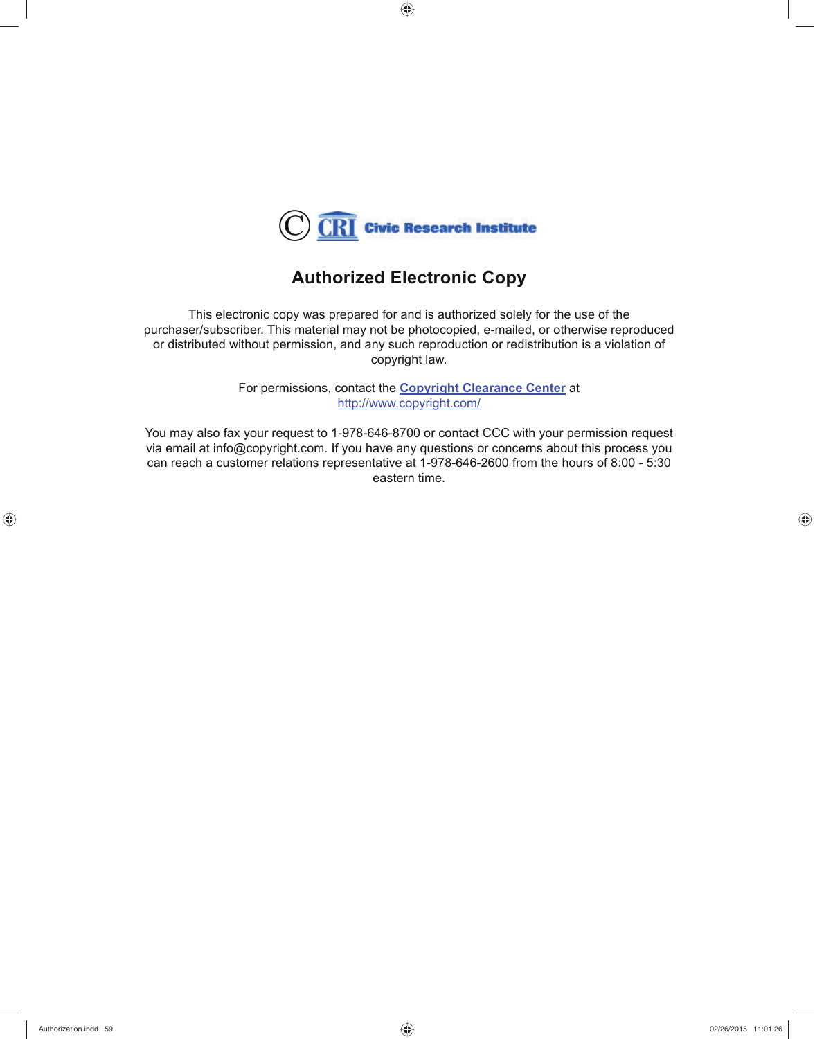© CRI Civic Research Institute

## Authorized Electronic Copy

This electronic copy was prepared for and is authorized solely for the use of the purchaser/subscriber. This material may not be photocopied, e-mailed, or otherwise reproduced or distributed without permission, and any such reproduction or redistribution is a violation of copyright law.

For permissions, contact the **Copyright Clearance Center** at http://www.copyright.com/

You may also fax your request to 1-978-646-8700 or contact CCC with your permission request via email at info@copyright.com. If you have any questions or concerns about this process you can reach a customer relations representative at 1-978-646-2600 from the hours of 8:00 - 5:30 eastern time.